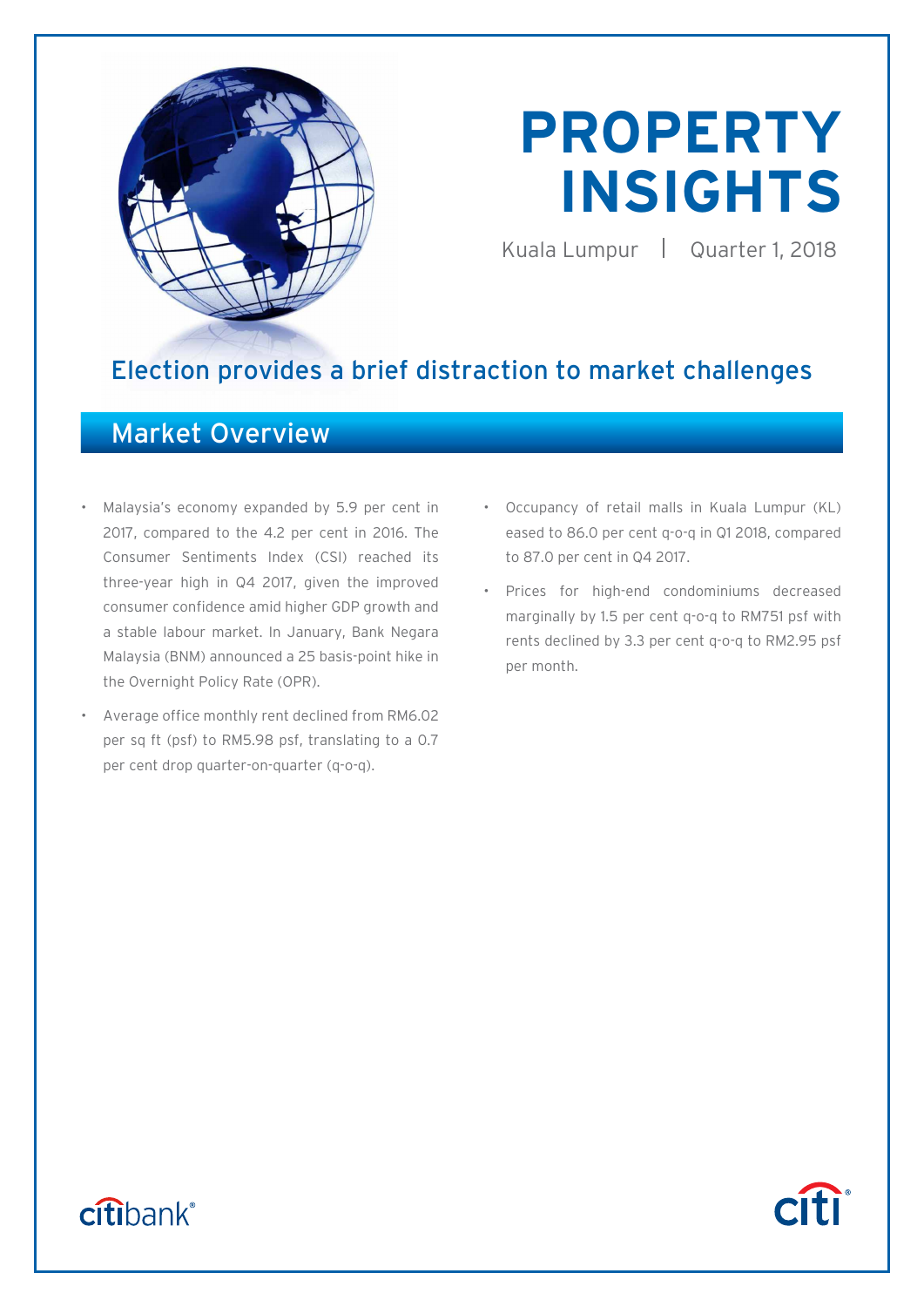# PROPERTY INSIGHTS

Kuala Lumpur | Quarter 1, 2018

## Election provides a brief distraction to market challenges

## Market Overview

- Malaysia's economy expanded by 5.9 per cent in 2017, compared to the 4.2 per cent in 2016. The Consumer Sentiments Index (CSI) reached its three-year high in Q4 2017, given the improved consumer confidence amid higher GDP growth and a stable labour market. In January, Bank Negara Malaysia (BNM) announced a 25 basis-point hike in the Overnight Policy Rate (OPR).
- Average office monthly rent declined from RM6.02 per sq ft (psf) to RM5.98 psf, translating to a 0.7 per cent drop quarter-on-quarter (q-o-q).
- Occupancy of retail malls in Kuala Lumpur (KL) eased to 86.0 per cent q-o-q in Q1 2018, compared to 87.0 per cent in Q4 2017.
- Prices for high-end condominiums decreased marginally by 1.5 per cent q-o-q to RM751 psf with rents declined by 3.3 per cent q-o-q to RM2.95 psf per month.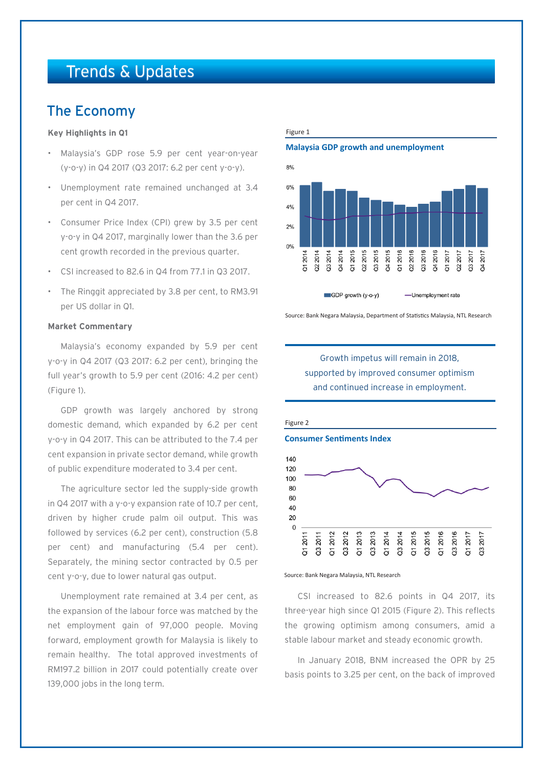# Trends & Updates

## The Economy

**Key Highlights in Q1**

- Malaysia's GDP rose 5.9 per cent year-on-year (y-o-y) in Q4 2017 (Q3 2017: 6.2 per cent y-o-y).
- Unemployment rate remained unchanged at 3.4 per cent in Q4 2017.
- Consumer Price Index (CPI) grew by 3.5 per cent y-o-y in Q4 2017, marginally lower than the 3.6 per cent growth recorded in the previous quarter.
- CSI increased to 82.6 in Q4 from 77.1 in Q3 2017.
- The Ringgit appreciated by 3.8 per cent, to RM3.91 per US dollar in Q1.

**Market Commentary**

Malaysia's economy expanded by 5.9 per cent y-o-y in Q4 2017 (Q3 2017: 6.2 per cent), bringing the full year's growth to 5.9 per cent (2016: 4.2 per cent) (Figure 1).

GDP growth was largely anchored by strong domestic demand, which expanded by 6.2 per cent y-o-y in Q4 2017. This can be attributed to the 7.4 per cent expansion in private sector demand, while growth of public expenditure moderated to 3.4 per cent.

The agriculture sector led the supply-side growth in Q4 2017 with a y-o-y expansion rate of 10.7 per cent, driven by higher crude palm oil output. This was followed by services (6.2 per cent), construction (5.8 per cent) and manufacturing (5.4 per cent). Separately, the mining sector contracted by 0.5 per cent y-o-y, due to lower natural gas output.

Unemployment rate remained at 3.4 per cent, as the expansion of the labour force was matched by the net employment gain of 97,000 people. Moving forward, employment growth for Malaysia is likely to remain healthy. The total approved investments of RM197.2 billion in 2017 could potentially create over 139,000 jobs in the long term.

Figure 1

**Malaysia GDP growth and unemployment**

Source: Bank Negara Malaysia, Department of Statistics Malaysia, NTL Research

> Growth impetus will remain in 2018, supported by improved consumer optimism and continued increase in employment.

Figure 2

**Consumer Sentiments Index**

Source: Bank Negara Malaysia, NTL Research

CSI increased to 82.6 points in Q4 2017, its three-year high since Q1 2015 (Figure 2). This reflects the growing optimism among consumers, amid a stable labour market and steady economic growth.

In January 2018, BNM increased the OPR by 25 basis points to 3.25 per cent, on the back of improved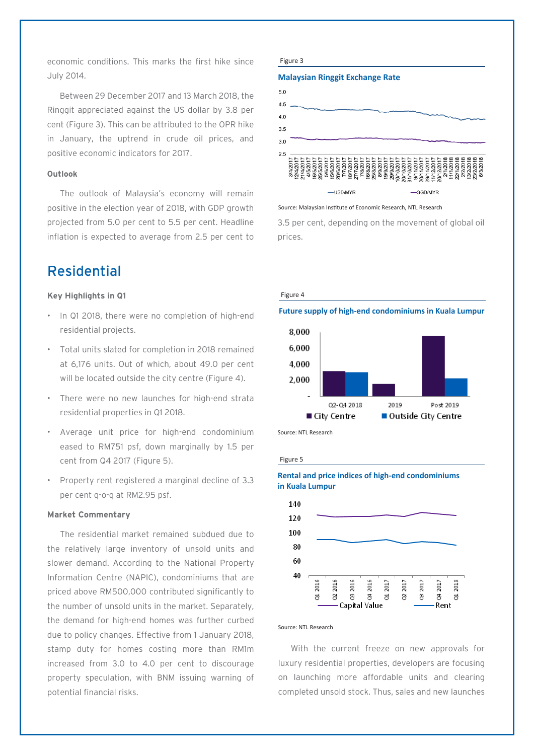economic conditions. This marks the first hike since July 2014.

Between 29 December 2017 and 13 March 2018, the Ringgit appreciated against the US dollar by 3.8 per cent (Figure 3). This can be attributed to the OPR hike in January, the uptrend in crude oil prices, and positive economic indicators for 2017.

**Outlook**

The outlook of Malaysia's economy will remain positive in the election year of 2018, with GDP growth projected from 5.0 per cent to 5.5 per cent. Headline inflation is expected to average from 2.5 per cent to 3.5 per cent, depending on the movement of global oil prices.

Figure 3

**Malaysian Ringgit Exchange Rate**

Source: Malaysian Institute of Economic Research, NTL Research

# Residential

**Key Highlights in Q1**

- In Q1 2018, there were no completion of high-end residential projects.
- Total units slated for completion in 2018 remained at 6,176 units. Out of which, about 49.0 per cent will be located outside the city centre (Figure 4).
- There were no new launches for high-end strata residential properties in Q1 2018.
- Average unit price for high-end condominium eased to RM751 psf, down marginally by 1.5 per cent from Q4 2017 (Figure 5).
- Property rent registered a marginal decline of 3.3 per cent q-o-q at RM2.95 psf.

**Market Commentary**

The residential market remained subdued due to the relatively large inventory of unsold units and slower demand. According to the National Property Information Centre (NAPIC), condominiums that are priced above RM500,000 contributed significantly to the number of unsold units in the market. Separately, the demand for high-end homes was further curbed due to policy changes. Effective from 1 January 2018, stamp duty for homes costing more than RM1m increased from 3.0 to 4.0 per cent to discourage property speculation, with BNM issuing warning of potential financial risks.

Figure 4

**Future supply of high-end condominiums in Kuala Lumpur**

Source: NTL Research

Figure 5

**Rental and price indices of high-end condominiums in Kuala Lumpur**

Source: NTL Research

With the current freeze on new approvals for luxury residential properties, developers are focusing on launching more affordable units and clearing completed unsold stock. Thus, sales and new launches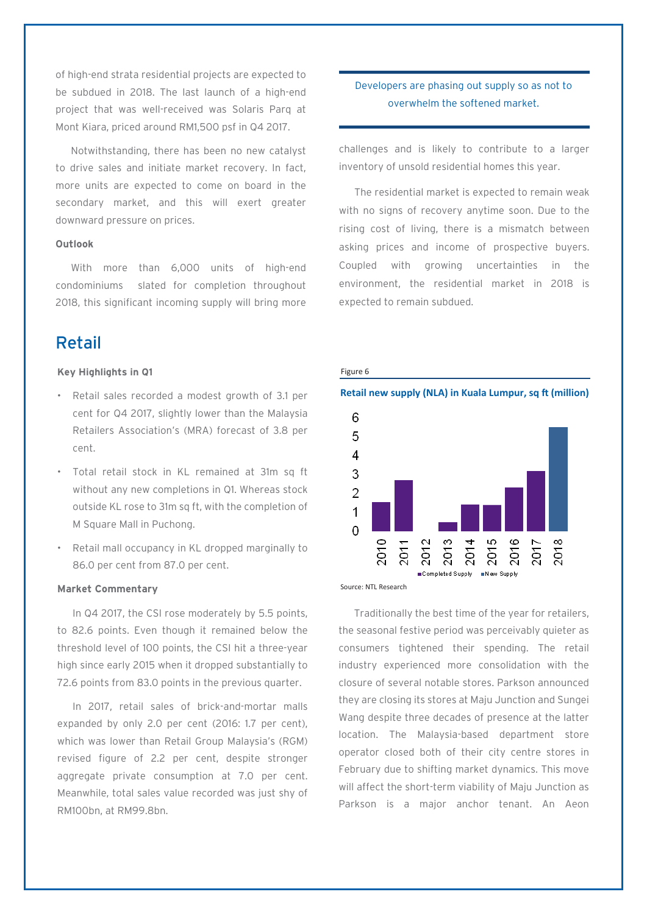of high-end strata residential projects are expected to be subdued in 2018. The last launch of a high-end project that was well-received was Solaris Parq at Mont Kiara, priced around RM1,500 psf in Q4 2017.

Notwithstanding, there has been no new catalyst to drive sales and initiate market recovery. In fact, more units are expected to come on board in the secondary market, and this will exert greater downward pressure on prices.

**Outlook**

With more than 6,000 units of high-end condominiums slated for completion throughout 2018, this significant incoming supply will bring more challenges and is likely to contribute to a larger inventory of unsold residential homes this year.

> Developers are phasing out supply so as not to overwhelm the softened market.

The residential market is expected to remain weak with no signs of recovery anytime soon. Due to the rising cost of living, there is a mismatch between asking prices and income of prospective buyers. Coupled with growing uncertainties in the environment, the residential market in 2018 is expected to remain subdued.

## Retail

**Key Highlights in Q1**

- Retail sales recorded a modest growth of 3.1 per cent for Q4 2017, slightly lower than the Malaysia Retailers Association's (MRA) forecast of 3.8 per cent.
- Total retail stock in KL remained at 31m sq ft without any new completions in Q1. Whereas stock outside KL rose to 31m sq ft, with the completion of M Square Mall in Puchong.
- Retail mall occupancy in KL dropped marginally to 86.0 per cent from 87.0 per cent.

**Market Commentary**

In Q4 2017, the CSI rose moderately by 5.5 points, to 82.6 points. Even though it remained below the threshold level of 100 points, the CSI hit a three-year high since early 2015 when it dropped substantially to 72.6 points from 83.0 points in the previous quarter.

In 2017, retail sales of brick-and-mortar malls expanded by only 2.0 per cent (2016: 1.7 per cent), which was lower than Retail Group Malaysia's (RGM) revised figure of 2.2 per cent, despite stronger aggregate private consumption at 7.0 per cent. Meanwhile, total sales value recorded was just shy of RM100bn, at RM99.8bn.

Figure 6

**Retail new supply (NLA) in Kuala Lumpur, sq ft (million)**

Source: NTL Research

Traditionally the best time of the year for retailers, the seasonal festive period was perceivably quieter as consumers tightened their spending. The retail industry experienced more consolidation with the closure of several notable stores. Parkson announced they are closing its stores at Maju Junction and Sungei Wang despite three decades of presence at the latter location. The Malaysia-based department store operator closed both of their city centre stores in February due to shifting market dynamics. This move will affect the short-term viability of Maju Junction as Parkson is a major anchor tenant. An Aeon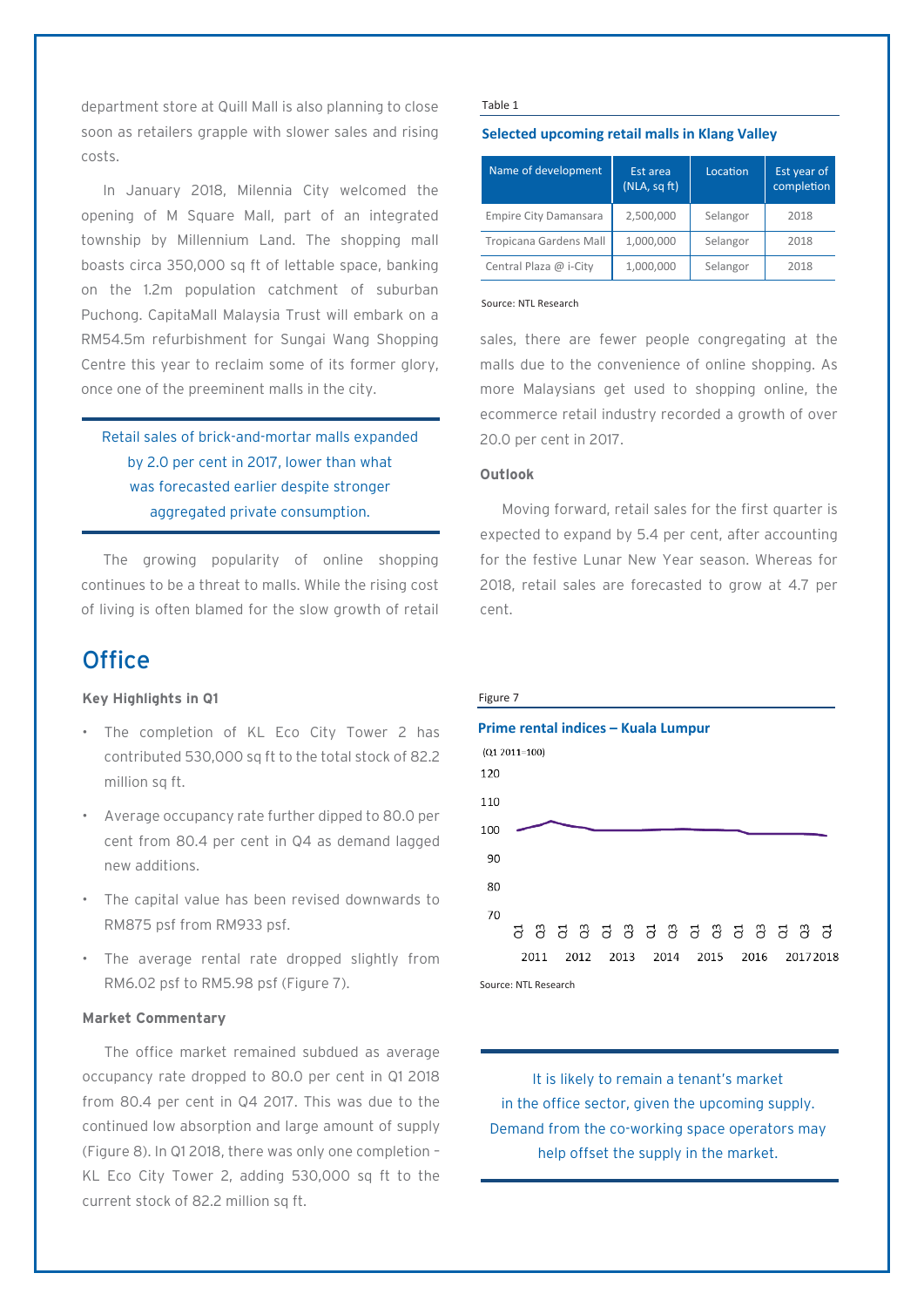department store at Quill Mall is also planning to close soon as retailers grapple with slower sales and rising costs.

In January 2018, Milennia City welcomed the opening of M Square Mall, part of an integrated township by Millennium Land. The shopping mall boasts circa 350,000 sq ft of lettable space, banking on the 1.2m population catchment of suburban Puchong. CapitaMall Malaysia Trust will embark on a RM54.5m refurbishment for Sungai Wang Shopping Centre this year to reclaim some of its former glory, once one of the preeminent malls in the city.

> Retail sales of brick-and-mortar malls expanded by 2.0 per cent in 2017, lower than what was forecasted earlier despite stronger aggregated private consumption.

The growing popularity of online shopping continues to be a threat to malls. While the rising cost of living is often blamed for the slow growth of retail sales, there are fewer people congregating at the malls due to the convenience of online shopping. As more Malaysians get used to shopping online, the ecommerce retail industry recorded a growth of over 20.0 per cent in 2017.

Table 1

**Selected upcoming retail malls in Klang Valley**

| Name of development | Est area (NLA, sq ft) | Location | Est year of completion |
|---|---|---|---|
| Empire City Damansara | 2,500,000 | Selangor | 2018 |
| Tropicana Gardens Mall | 1,000,000 | Selangor | 2018 |
| Central Plaza @ i-City | 1,000,000 | Selangor | 2018 |

Source: NTL Research

**Outlook**

Moving forward, retail sales for the first quarter is expected to expand by 5.4 per cent, after accounting for the festive Lunar New Year season. Whereas for 2018, retail sales are forecasted to grow at 4.7 per cent.

## Office

**Key Highlights in Q1**

- The completion of KL Eco City Tower 2 has contributed 530,000 sq ft to the total stock of 82.2 million sq ft.
- Average occupancy rate further dipped to 80.0 per cent from 80.4 per cent in Q4 as demand lagged new additions.
- The capital value has been revised downwards to RM875 psf from RM933 psf.
- The average rental rate dropped slightly from RM6.02 psf to RM5.98 psf (Figure 7).

**Market Commentary**

The office market remained subdued as average occupancy rate dropped to 80.0 per cent in Q1 2018 from 80.4 per cent in Q4 2017. This was due to the continued low absorption and large amount of supply (Figure 8). In Q1 2018, there was only one completion – KL Eco City Tower 2, adding 530,000 sq ft to the current stock of 82.2 million sq ft.

Figure 7

**Prime rental indices – Kuala Lumpur**

(Q1 2011=100)

Source: NTL Research

> It is likely to remain a tenant's market in the office sector, given the upcoming supply. Demand from the co-working space operators may help offset the supply in the market.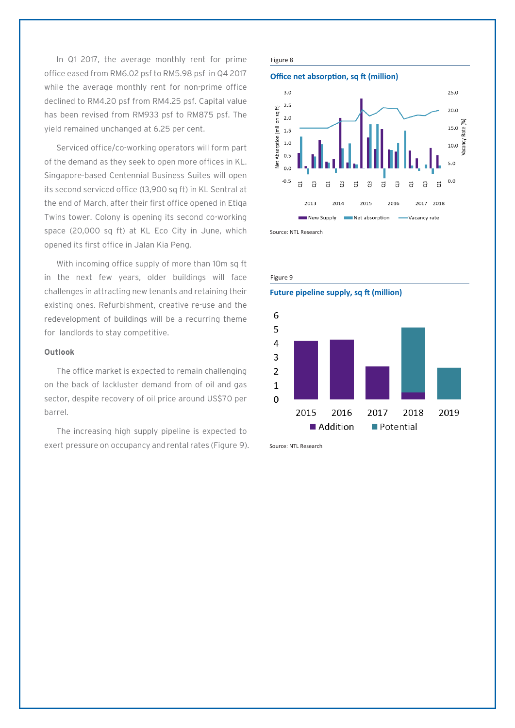In Q1 2017, the average monthly rent for prime office eased from RM6.02 psf to RM5.98 psf in Q4 2017 while the average monthly rent for non-prime office declined to RM4.20 psf from RM4.25 psf. Capital value has been revised from RM933 psf to RM875 psf. The yield remained unchanged at 6.25 per cent.

Serviced office/co-working operators will form part of the demand as they seek to open more offices in KL. Singapore-based Centennial Business Suites will open its second serviced office (13,900 sq ft) in KL Sentral at the end of March, after their first office opened in Etiqa Twins tower. Colony is opening its second co-working space (20,000 sq ft) at KL Eco City in June, which opened its first office in Jalan Kia Peng.

With incoming office supply of more than 10m sq ft in the next few years, older buildings will face challenges in attracting new tenants and retaining their existing ones. Refurbishment, creative re-use and the redevelopment of buildings will be a recurring theme for landlords to stay competitive.

### Outlook

The office market is expected to remain challenging on the back of lackluster demand from of oil and gas sector, despite recovery of oil price around US$70 per barrel.

The increasing high supply pipeline is expected to exert pressure on occupancy and rental rates (Figure 9).

Figure 8

**Office net absorption, sq ft (million)**

Source: NTL Research

Figure 9

**Future pipeline supply, sq ft (million)**

Source: NTL Research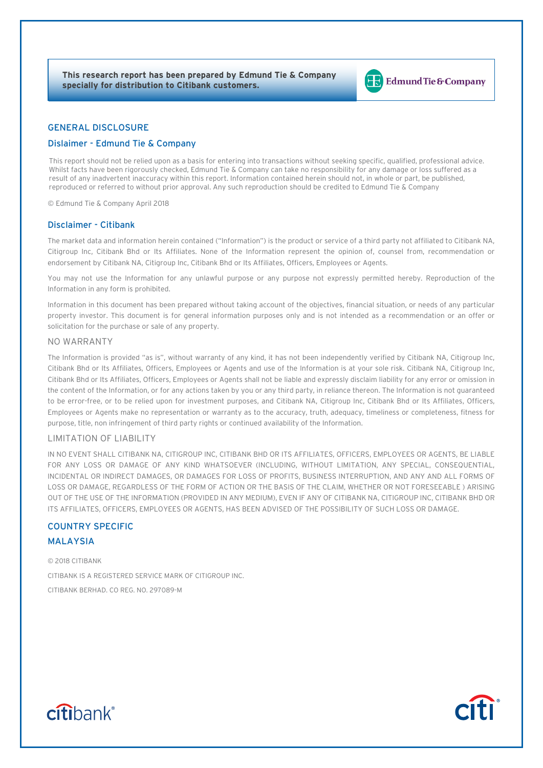**This research report has been prepared by Edmund Tie & Company specially for distribution to Citibank customers.**

Edmund Tie & Company

## GENERAL DISCLOSURE

### Dislaimer - Edmund Tie & Company

This report should not be relied upon as a basis for entering into transactions without seeking specific, qualified, professional advice. Whilst facts have been rigorously checked, Edmund Tie & Company can take no responsibility for any damage or loss suffered as a result of any inadvertent inaccuracy within this report. Information contained herein should not, in whole or in part, be published, reproduced or referred to without prior approval. Any such reproduction should be credited to Edmund Tie & Company

© Edmund Tie & Company April 2018

### Disclaimer - Citibank

The market data and information herein contained ("Information") is the product or service of a third party not affiliated to Citibank NA, Citigroup Inc, Citibank Bhd or Its Affiliates. None of the Information represent the opinion of, counsel from, recommendation or endorsement by Citibank NA, Citigroup Inc, Citibank Bhd or Its Affiliates, Officers, Employees or Agents.

You may not use the Information for any unlawful purpose or any purpose not expressly permitted hereby. Reproduction of the Information in any form is prohibited.

Information in this document has been prepared without taking account of the objectives, financial situation, or needs of any particular property investor. This document is for general information purposes only and is not intended as a recommendation or an offer or solicitation for the purchase or sale of any property.

#### NO WARRANTY

The Information is provided "as is", without warranty of any kind, it has not been independently verified by Citibank NA, Citigroup Inc, Citibank Bhd or Its Affiliates, Officers, Employees or Agents and use of the Information is at your sole risk. Citibank NA, Citigroup Inc, Citibank Bhd or Its Affiliates, Officers, Employees or Agents shall not be liable and expressly disclaim liability for any error or omission in the content of the Information, or for any actions taken by you or any third party, in reliance thereon. The Information is not guaranteed to be error-free, or to be relied upon for investment purposes, and Citibank NA, Citigroup Inc, Citibank Bhd or Its Affiliates, Officers, Employees or Agents make no representation or warranty as to the accuracy, truth, adequacy, timeliness or completeness, fitness for purpose, title, non infringement of third party rights or continued availability of the Information.

#### LIMITATION OF LIABILITY

IN NO EVENT SHALL CITIBANK NA, CITIGROUP INC, CITIBANK BHD OR ITS AFFILIATES, OFFICERS, EMPLOYEES OR AGENTS, BE LIABLE FOR ANY LOSS OR DAMAGE OF ANY KIND WHATSOEVER (INCLUDING, WITHOUT LIMITATION, ANY SPECIAL, CONSEQUENTIAL, INCIDENTAL OR INDIRECT DAMAGES, OR DAMAGES FOR LOSS OF PROFITS, BUSINESS INTERRUPTION, AND ANY AND ALL FORMS OF LOSS OR DAMAGE, REGARDLESS OF THE FORM OF ACTION OR THE BASIS OF THE CLAIM, WHETHER OR NOT FORESEEABLE ) ARISING OUT OF THE USE OF THE INFORMATION (PROVIDED IN ANY MEDIUM), EVEN IF ANY OF CITIBANK NA, CITIGROUP INC, CITIBANK BHD OR ITS AFFILIATES, OFFICERS, EMPLOYEES OR AGENTS, HAS BEEN ADVISED OF THE POSSIBILITY OF SUCH LOSS OR DAMAGE.

## COUNTRY SPECIFIC

### MALAYSIA

© 2018 CITIBANK

CITIBANK IS A REGISTERED SERVICE MARK OF CITIGROUP INC.

CITIBANK BERHAD. CO REG. NO. 297089-M

citibank®

citi®